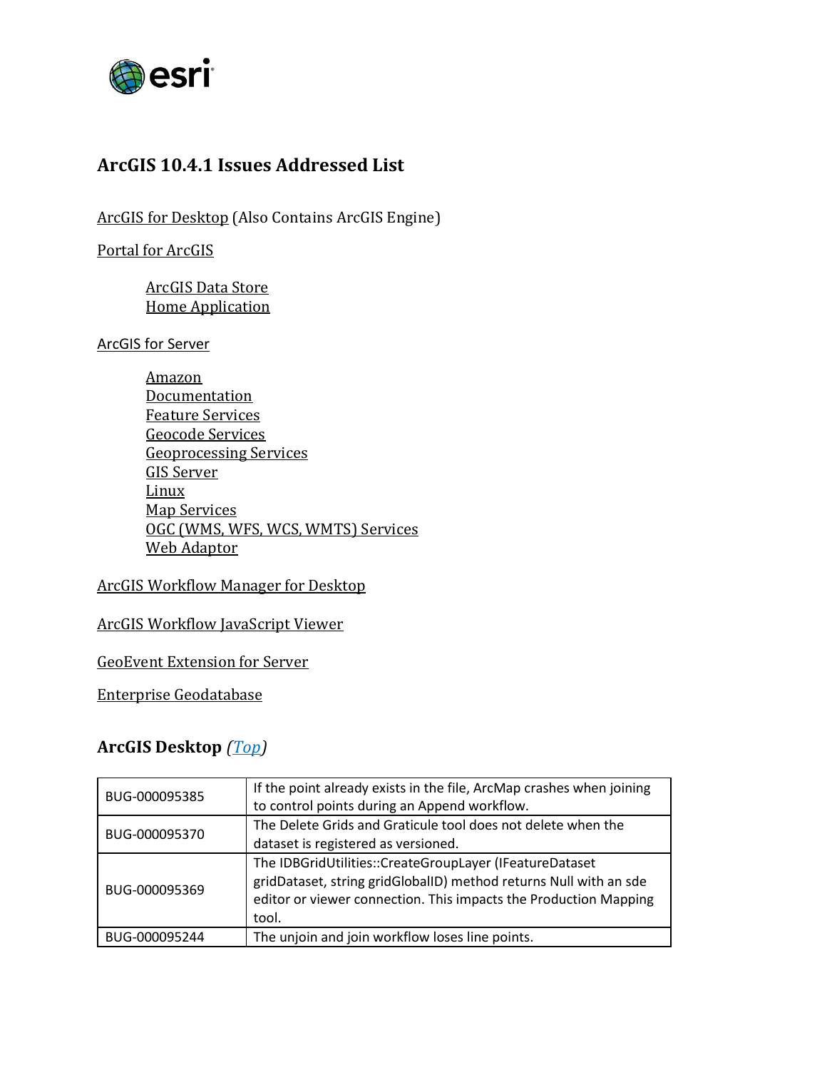# ArcGIS 10.4.1 Issues Addressed List

ArcGIS for Desktop (Also Contains ArcGIS Engine)

Portal for ArcGIS

- ArcGIS Data Store
- Home Application

ArcGIS for Server

- Amazon
- Documentation
- Feature Services
- Geocode Services
- Geoprocessing Services
- GIS Server
- Linux
- Map Services
- OGC (WMS, WFS, WCS, WMTS) Services
- Web Adaptor

ArcGIS Workflow Manager for Desktop

ArcGIS Workflow JavaScript Viewer

GeoEvent Extension for Server

Enterprise Geodatabase

## ArcGIS Desktop *(Top)*

| | |
|---|---|
| BUG-000095385 | If the point already exists in the file, ArcMap crashes when joining to control points during an Append workflow. |
| BUG-000095370 | The Delete Grids and Graticule tool does not delete when the dataset is registered as versioned. |
| BUG-000095369 | The IDBGridUtilities::CreateGroupLayer (IFeatureDataset gridDataset, string gridGlobalID) method returns Null with an sde editor or viewer connection. This impacts the Production Mapping tool. |
| BUG-000095244 | The unjoin and join workflow loses line points. |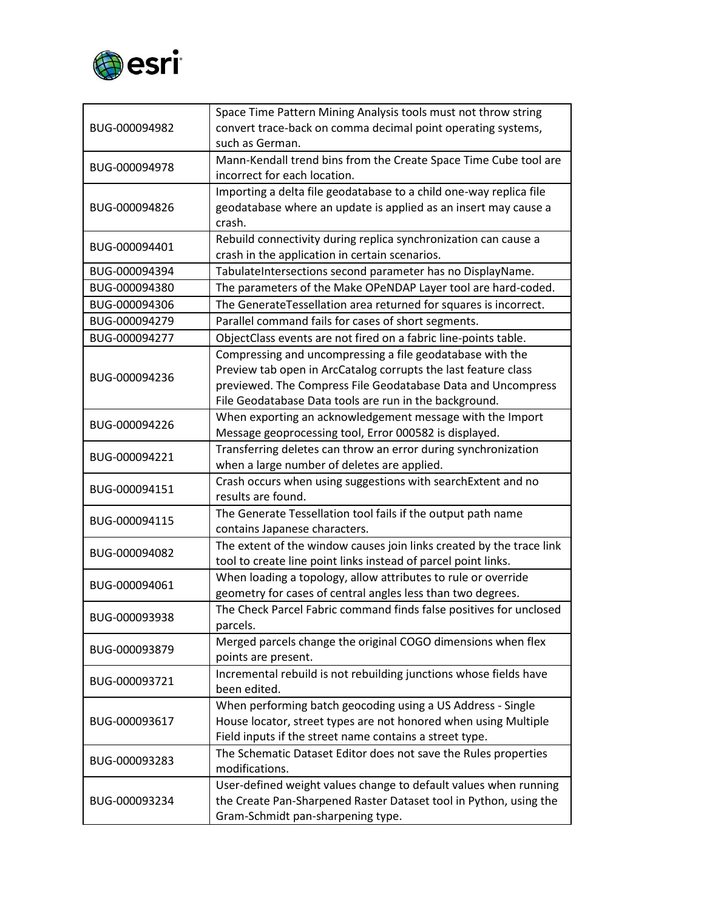| | |
|---|---|
| BUG-000094982 | Space Time Pattern Mining Analysis tools must not throw string convert trace-back on comma decimal point operating systems, such as German. |
| BUG-000094978 | Mann-Kendall trend bins from the Create Space Time Cube tool are incorrect for each location. |
| BUG-000094826 | Importing a delta file geodatabase to a child one-way replica file geodatabase where an update is applied as an insert may cause a crash. |
| BUG-000094401 | Rebuild connectivity during replica synchronization can cause a crash in the application in certain scenarios. |
| BUG-000094394 | TabulateIntersections second parameter has no DisplayName. |
| BUG-000094380 | The parameters of the Make OPeNDAP Layer tool are hard-coded. |
| BUG-000094306 | The GenerateTessellation area returned for squares is incorrect. |
| BUG-000094279 | Parallel command fails for cases of short segments. |
| BUG-000094277 | ObjectClass events are not fired on a fabric line-points table. |
| BUG-000094236 | Compressing and uncompressing a file geodatabase with the Preview tab open in ArcCatalog corrupts the last feature class previewed. The Compress File Geodatabase Data and Uncompress File Geodatabase Data tools are run in the background. |
| BUG-000094226 | When exporting an acknowledgement message with the Import Message geoprocessing tool, Error 000582 is displayed. |
| BUG-000094221 | Transferring deletes can throw an error during synchronization when a large number of deletes are applied. |
| BUG-000094151 | Crash occurs when using suggestions with searchExtent and no results are found. |
| BUG-000094115 | The Generate Tessellation tool fails if the output path name contains Japanese characters. |
| BUG-000094082 | The extent of the window causes join links created by the trace link tool to create line point links instead of parcel point links. |
| BUG-000094061 | When loading a topology, allow attributes to rule or override geometry for cases of central angles less than two degrees. |
| BUG-000093938 | The Check Parcel Fabric command finds false positives for unclosed parcels. |
| BUG-000093879 | Merged parcels change the original COGO dimensions when flex points are present. |
| BUG-000093721 | Incremental rebuild is not rebuilding junctions whose fields have been edited. |
| BUG-000093617 | When performing batch geocoding using a US Address - Single House locator, street types are not honored when using Multiple Field inputs if the street name contains a street type. |
| BUG-000093283 | The Schematic Dataset Editor does not save the Rules properties modifications. |
| BUG-000093234 | User-defined weight values change to default values when running the Create Pan-Sharpened Raster Dataset tool in Python, using the Gram-Schmidt pan-sharpening type. |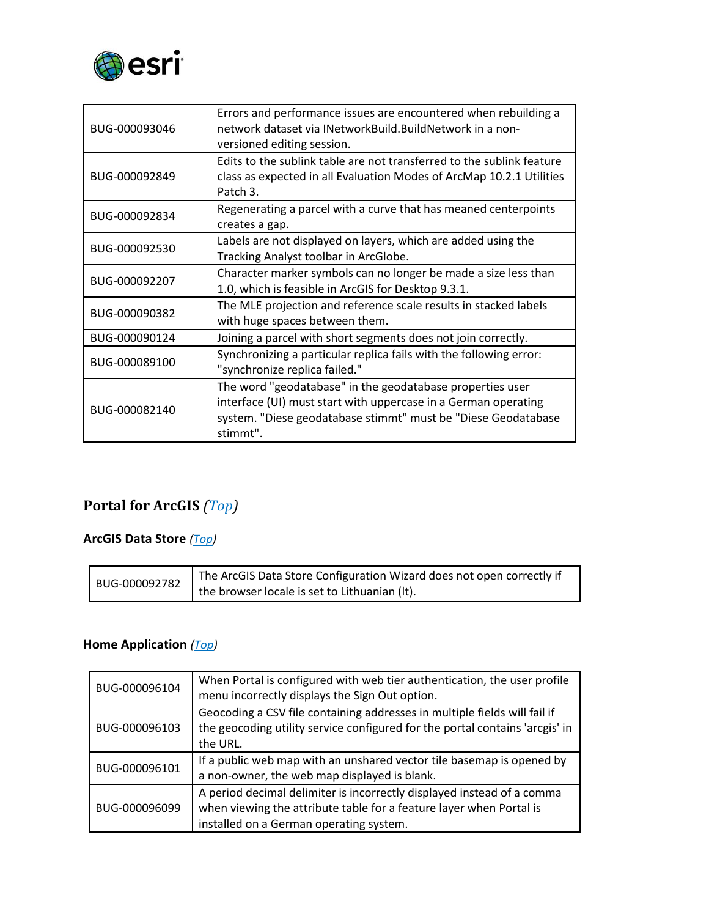| | |
|---|---|
| BUG-000093046 | Errors and performance issues are encountered when rebuilding a network dataset via INetworkBuild.BuildNetwork in a non-versioned editing session. |
| BUG-000092849 | Edits to the sublink table are not transferred to the sublink feature class as expected in all Evaluation Modes of ArcMap 10.2.1 Utilities Patch 3. |
| BUG-000092834 | Regenerating a parcel with a curve that has meaned centerpoints creates a gap. |
| BUG-000092530 | Labels are not displayed on layers, which are added using the Tracking Analyst toolbar in ArcGlobe. |
| BUG-000092207 | Character marker symbols can no longer be made a size less than 1.0, which is feasible in ArcGIS for Desktop 9.3.1. |
| BUG-000090382 | The MLE projection and reference scale results in stacked labels with huge spaces between them. |
| BUG-000090124 | Joining a parcel with short segments does not join correctly. |
| BUG-000089100 | Synchronizing a particular replica fails with the following error: "synchronize replica failed." |
| BUG-000082140 | The word "geodatabase" in the geodatabase properties user interface (UI) must start with uppercase in a German operating system. "Diese geodatabase stimmt" must be "Diese Geodatabase stimmt". |

## Portal for ArcGIS *(Top)*

### ArcGIS Data Store *(Top)*

| | |
|---|---|
| BUG-000092782 | The ArcGIS Data Store Configuration Wizard does not open correctly if the browser locale is set to Lithuanian (lt). |

### Home Application *(Top)*

| | |
|---|---|
| BUG-000096104 | When Portal is configured with web tier authentication, the user profile menu incorrectly displays the Sign Out option. |
| BUG-000096103 | Geocoding a CSV file containing addresses in multiple fields will fail if the geocoding utility service configured for the portal contains 'arcgis' in the URL. |
| BUG-000096101 | If a public web map with an unshared vector tile basemap is opened by a non-owner, the web map displayed is blank. |
| BUG-000096099 | A period decimal delimiter is incorrectly displayed instead of a comma when viewing the attribute table for a feature layer when Portal is installed on a German operating system. |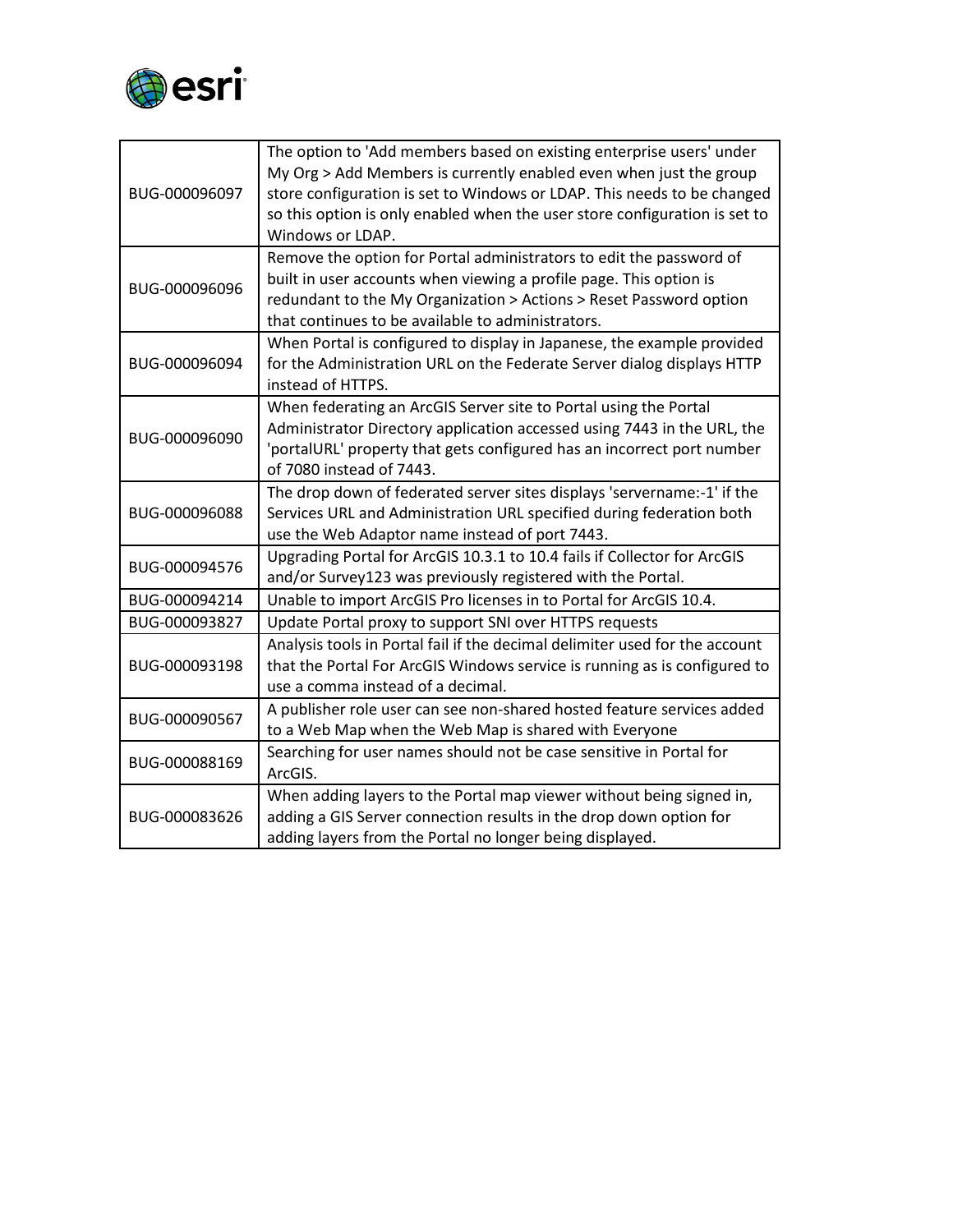| | |
|---|---|
| BUG-000096097 | The option to 'Add members based on existing enterprise users' under My Org > Add Members is currently enabled even when just the group store configuration is set to Windows or LDAP. This needs to be changed so this option is only enabled when the user store configuration is set to Windows or LDAP. |
| BUG-000096096 | Remove the option for Portal administrators to edit the password of built in user accounts when viewing a profile page. This option is redundant to the My Organization > Actions > Reset Password option that continues to be available to administrators. |
| BUG-000096094 | When Portal is configured to display in Japanese, the example provided for the Administration URL on the Federate Server dialog displays HTTP instead of HTTPS. |
| BUG-000096090 | When federating an ArcGIS Server site to Portal using the Portal Administrator Directory application accessed using 7443 in the URL, the 'portalURL' property that gets configured has an incorrect port number of 7080 instead of 7443. |
| BUG-000096088 | The drop down of federated server sites displays 'servername:-1' if the Services URL and Administration URL specified during federation both use the Web Adaptor name instead of port 7443. |
| BUG-000094576 | Upgrading Portal for ArcGIS 10.3.1 to 10.4 fails if Collector for ArcGIS and/or Survey123 was previously registered with the Portal. |
| BUG-000094214 | Unable to import ArcGIS Pro licenses in to Portal for ArcGIS 10.4. |
| BUG-000093827 | Update Portal proxy to support SNI over HTTPS requests |
| BUG-000093198 | Analysis tools in Portal fail if the decimal delimiter used for the account that the Portal For ArcGIS Windows service is running as is configured to use a comma instead of a decimal. |
| BUG-000090567 | A publisher role user can see non-shared hosted feature services added to a Web Map when the Web Map is shared with Everyone |
| BUG-000088169 | Searching for user names should not be case sensitive in Portal for ArcGIS. |
| BUG-000083626 | When adding layers to the Portal map viewer without being signed in, adding a GIS Server connection results in the drop down option for adding layers from the Portal no longer being displayed. |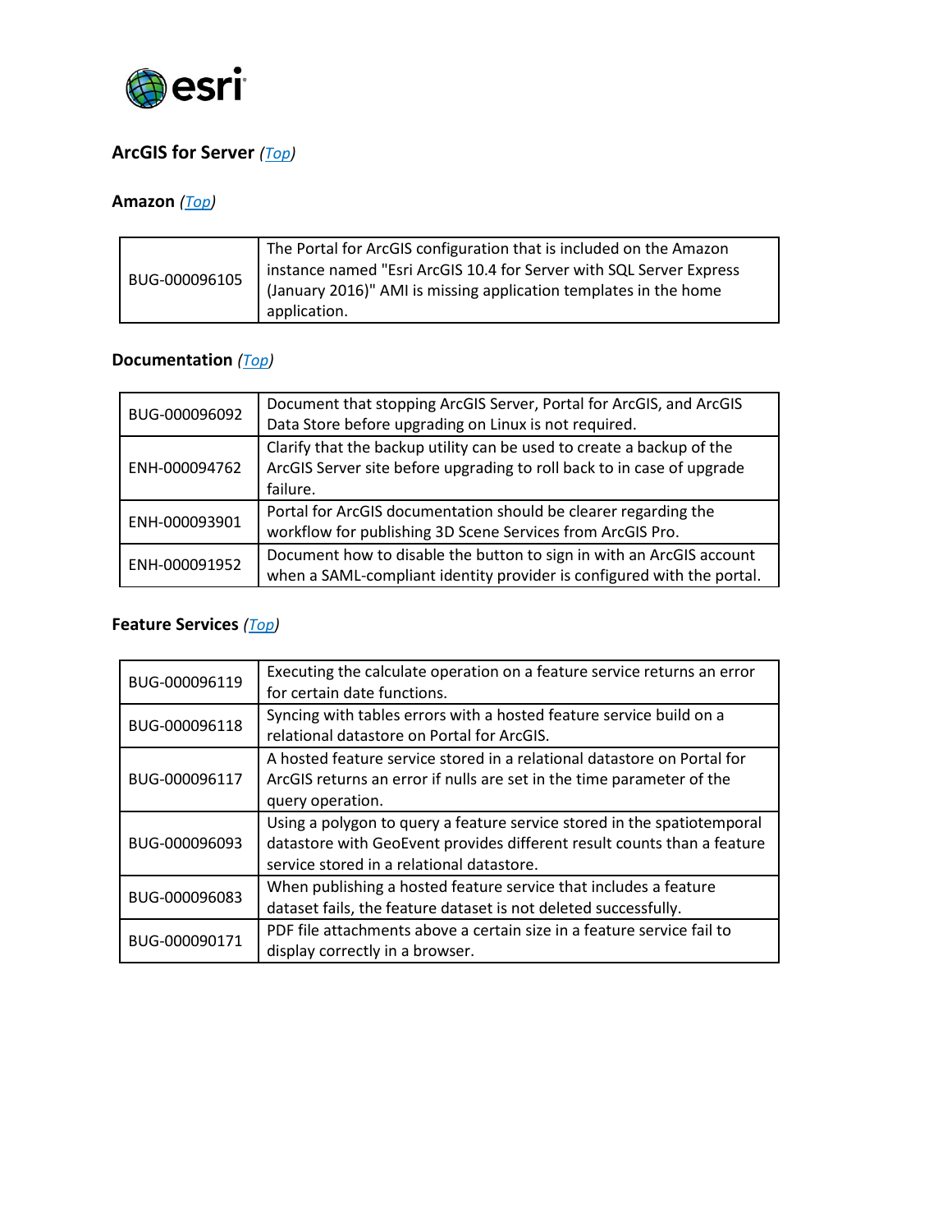## ArcGIS for Server *([Top](#))*

### Amazon *([Top](#))*

| | |
|---|---|
| BUG-000096105 | The Portal for ArcGIS configuration that is included on the Amazon instance named "Esri ArcGIS 10.4 for Server with SQL Server Express (January 2016)" AMI is missing application templates in the home application. |

### Documentation *([Top](#))*

| | |
|---|---|
| BUG-000096092 | Document that stopping ArcGIS Server, Portal for ArcGIS, and ArcGIS Data Store before upgrading on Linux is not required. |
| ENH-000094762 | Clarify that the backup utility can be used to create a backup of the ArcGIS Server site before upgrading to roll back to in case of upgrade failure. |
| ENH-000093901 | Portal for ArcGIS documentation should be clearer regarding the workflow for publishing 3D Scene Services from ArcGIS Pro. |
| ENH-000091952 | Document how to disable the button to sign in with an ArcGIS account when a SAML-compliant identity provider is configured with the portal. |

### Feature Services *([Top](#))*

| | |
|---|---|
| BUG-000096119 | Executing the calculate operation on a feature service returns an error for certain date functions. |
| BUG-000096118 | Syncing with tables errors with a hosted feature service build on a relational datastore on Portal for ArcGIS. |
| BUG-000096117 | A hosted feature service stored in a relational datastore on Portal for ArcGIS returns an error if nulls are set in the time parameter of the query operation. |
| BUG-000096093 | Using a polygon to query a feature service stored in the spatiotemporal datastore with GeoEvent provides different result counts than a feature service stored in a relational datastore. |
| BUG-000096083 | When publishing a hosted feature service that includes a feature dataset fails, the feature dataset is not deleted successfully. |
| BUG-000090171 | PDF file attachments above a certain size in a feature service fail to display correctly in a browser. |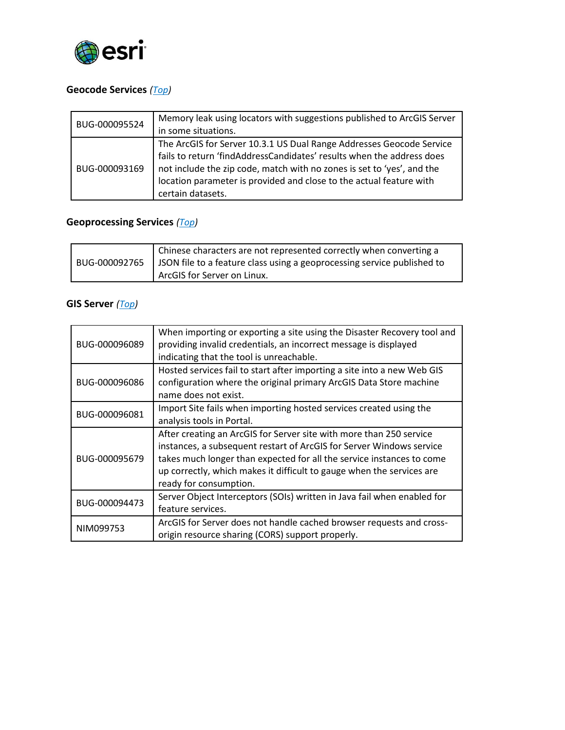### Geocode Services *(Top)*

| | |
|---|---|
| BUG-000095524 | Memory leak using locators with suggestions published to ArcGIS Server in some situations. |
| BUG-000093169 | The ArcGIS for Server 10.3.1 US Dual Range Addresses Geocode Service fails to return 'findAddressCandidates' results when the address does not include the zip code, match with no zones is set to 'yes', and the location parameter is provided and close to the actual feature with certain datasets. |

### Geoprocessing Services *(Top)*

| | |
|---|---|
| BUG-000092765 | Chinese characters are not represented correctly when converting a JSON file to a feature class using a geoprocessing service published to ArcGIS for Server on Linux. |

### GIS Server *(Top)*

| | |
|---|---|
| BUG-000096089 | When importing or exporting a site using the Disaster Recovery tool and providing invalid credentials, an incorrect message is displayed indicating that the tool is unreachable. |
| BUG-000096086 | Hosted services fail to start after importing a site into a new Web GIS configuration where the original primary ArcGIS Data Store machine name does not exist. |
| BUG-000096081 | Import Site fails when importing hosted services created using the analysis tools in Portal. |
| BUG-000095679 | After creating an ArcGIS for Server site with more than 250 service instances, a subsequent restart of ArcGIS for Server Windows service takes much longer than expected for all the service instances to come up correctly, which makes it difficult to gauge when the services are ready for consumption. |
| BUG-000094473 | Server Object Interceptors (SOIs) written in Java fail when enabled for feature services. |
| NIM099753 | ArcGIS for Server does not handle cached browser requests and cross-origin resource sharing (CORS) support properly. |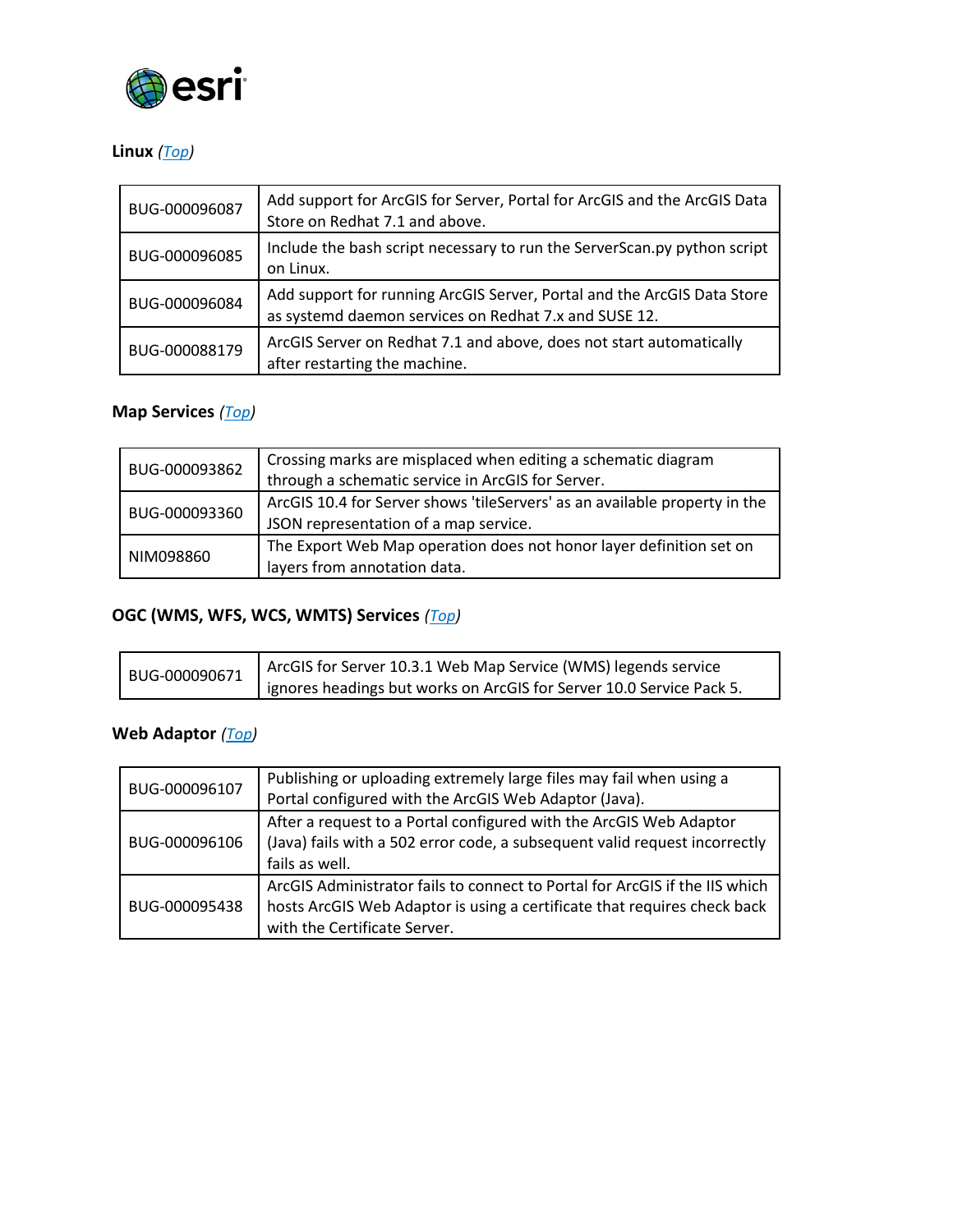### Linux *(Top)*

| | |
|---|---|
| BUG-000096087 | Add support for ArcGIS for Server, Portal for ArcGIS and the ArcGIS Data Store on Redhat 7.1 and above. |
| BUG-000096085 | Include the bash script necessary to run the ServerScan.py python script on Linux. |
| BUG-000096084 | Add support for running ArcGIS Server, Portal and the ArcGIS Data Store as systemd daemon services on Redhat 7.x and SUSE 12. |
| BUG-000088179 | ArcGIS Server on Redhat 7.1 and above, does not start automatically after restarting the machine. |

### Map Services *(Top)*

| | |
|---|---|
| BUG-000093862 | Crossing marks are misplaced when editing a schematic diagram through a schematic service in ArcGIS for Server. |
| BUG-000093360 | ArcGIS 10.4 for Server shows 'tileServers' as an available property in the JSON representation of a map service. |
| NIM098860 | The Export Web Map operation does not honor layer definition set on layers from annotation data. |

### OGC (WMS, WFS, WCS, WMTS) Services *(Top)*

| | |
|---|---|
| BUG-000090671 | ArcGIS for Server 10.3.1 Web Map Service (WMS) legends service ignores headings but works on ArcGIS for Server 10.0 Service Pack 5. |

### Web Adaptor *(Top)*

| | |
|---|---|
| BUG-000096107 | Publishing or uploading extremely large files may fail when using a Portal configured with the ArcGIS Web Adaptor (Java). |
| BUG-000096106 | After a request to a Portal configured with the ArcGIS Web Adaptor (Java) fails with a 502 error code, a subsequent valid request incorrectly fails as well. |
| BUG-000095438 | ArcGIS Administrator fails to connect to Portal for ArcGIS if the IIS which hosts ArcGIS Web Adaptor is using a certificate that requires check back with the Certificate Server. |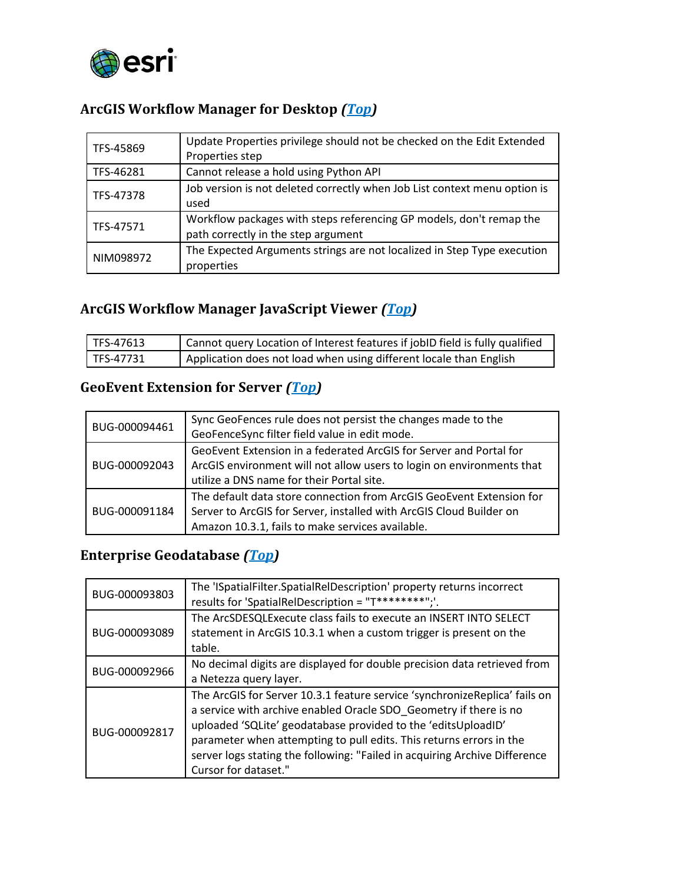## ArcGIS Workflow Manager for Desktop *([Top]())*

| | |
|---|---|
| TFS-45869 | Update Properties privilege should not be checked on the Edit Extended Properties step |
| TFS-46281 | Cannot release a hold using Python API |
| TFS-47378 | Job version is not deleted correctly when Job List context menu option is used |
| TFS-47571 | Workflow packages with steps referencing GP models, don't remap the path correctly in the step argument |
| NIM098972 | The Expected Arguments strings are not localized in Step Type execution properties |

## ArcGIS Workflow Manager JavaScript Viewer *([Top]())*

| | |
|---|---|
| TFS-47613 | Cannot query Location of Interest features if jobID field is fully qualified |
| TFS-47731 | Application does not load when using different locale than English |

## GeoEvent Extension for Server *([Top]())*

| | |
|---|---|
| BUG-000094461 | Sync GeoFences rule does not persist the changes made to the GeoFenceSync filter field value in edit mode. |
| BUG-000092043 | GeoEvent Extension in a federated ArcGIS for Server and Portal for ArcGIS environment will not allow users to login on environments that utilize a DNS name for their Portal site. |
| BUG-000091184 | The default data store connection from ArcGIS GeoEvent Extension for Server to ArcGIS for Server, installed with ArcGIS Cloud Builder on Amazon 10.3.1, fails to make services available. |

## Enterprise Geodatabase *([Top]())*

| | |
|---|---|
| BUG-000093803 | The 'ISpatialFilter.SpatialRelDescription' property returns incorrect results for 'SpatialRelDescription = "T********";'. |
| BUG-000093089 | The ArcSDESQLExecute class fails to execute an INSERT INTO SELECT statement in ArcGIS 10.3.1 when a custom trigger is present on the table. |
| BUG-000092966 | No decimal digits are displayed for double precision data retrieved from a Netezza query layer. |
| BUG-000092817 | The ArcGIS for Server 10.3.1 feature service 'synchronizeReplica' fails on a service with archive enabled Oracle SDO_Geometry if there is no uploaded 'SQLite' geodatabase provided to the 'editsUploadID' parameter when attempting to pull edits. This returns errors in the server logs stating the following: "Failed in acquiring Archive Difference Cursor for dataset." |